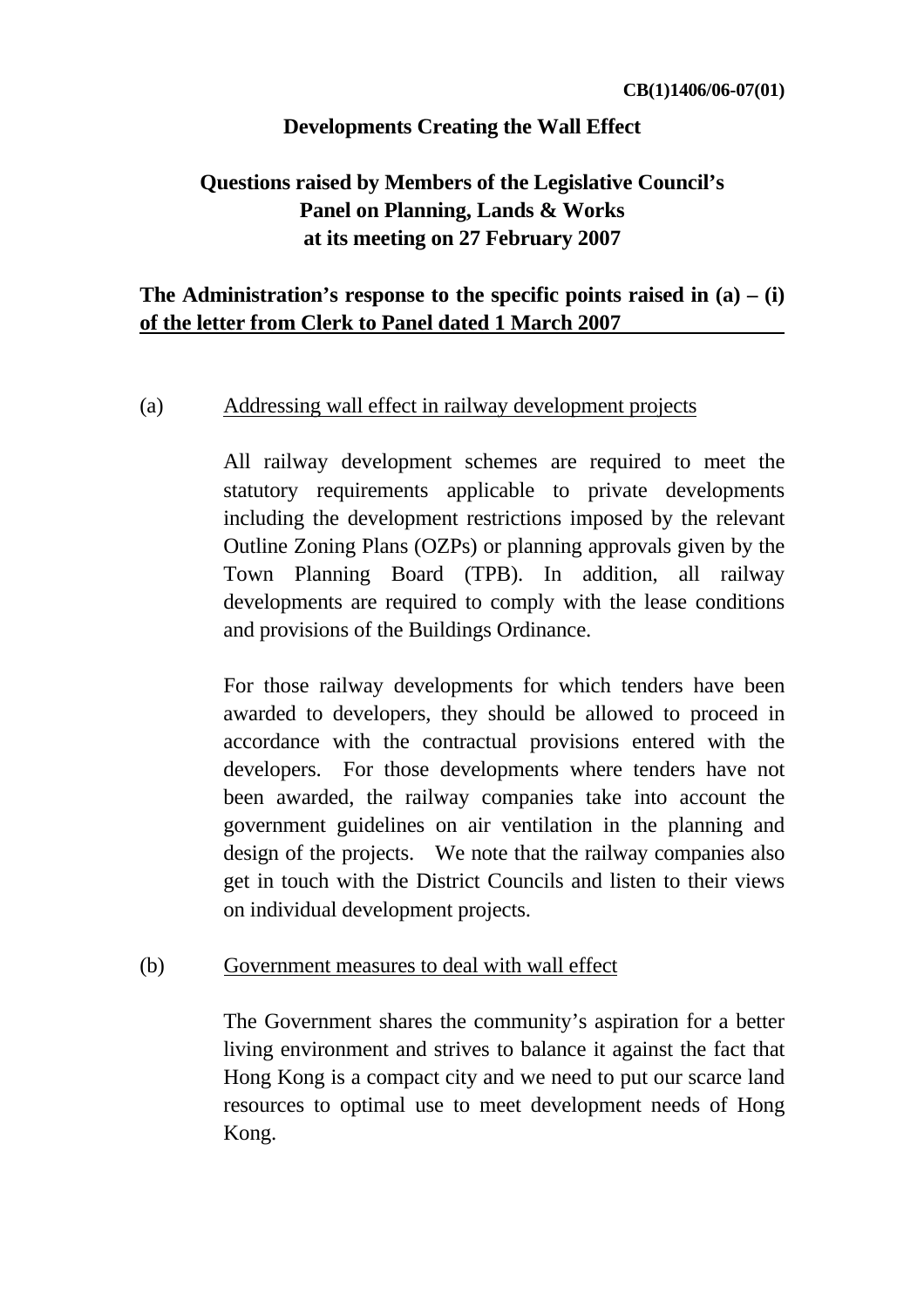CB(1)1406/06-07(01)

**Developments Creating the Wall Effect**

**Questions raised by Members of the Legislative Council's Panel on Planning, Lands & Works at its meeting on 27 February 2007**

**The Administration's response to the specific points raised in (a) – (i) of the letter from Clerk to Panel dated 1 March 2007**

(a) Addressing wall effect in railway development projects

All railway development schemes are required to meet the statutory requirements applicable to private developments including the development restrictions imposed by the relevant Outline Zoning Plans (OZPs) or planning approvals given by the Town Planning Board (TPB). In addition, all railway developments are required to comply with the lease conditions and provisions of the Buildings Ordinance.

For those railway developments for which tenders have been awarded to developers, they should be allowed to proceed in accordance with the contractual provisions entered with the developers. For those developments where tenders have not been awarded, the railway companies take into account the government guidelines on air ventilation in the planning and design of the projects. We note that the railway companies also get in touch with the District Councils and listen to their views on individual development projects.

(b) Government measures to deal with wall effect

The Government shares the community's aspiration for a better living environment and strives to balance it against the fact that Hong Kong is a compact city and we need to put our scarce land resources to optimal use to meet development needs of Hong Kong.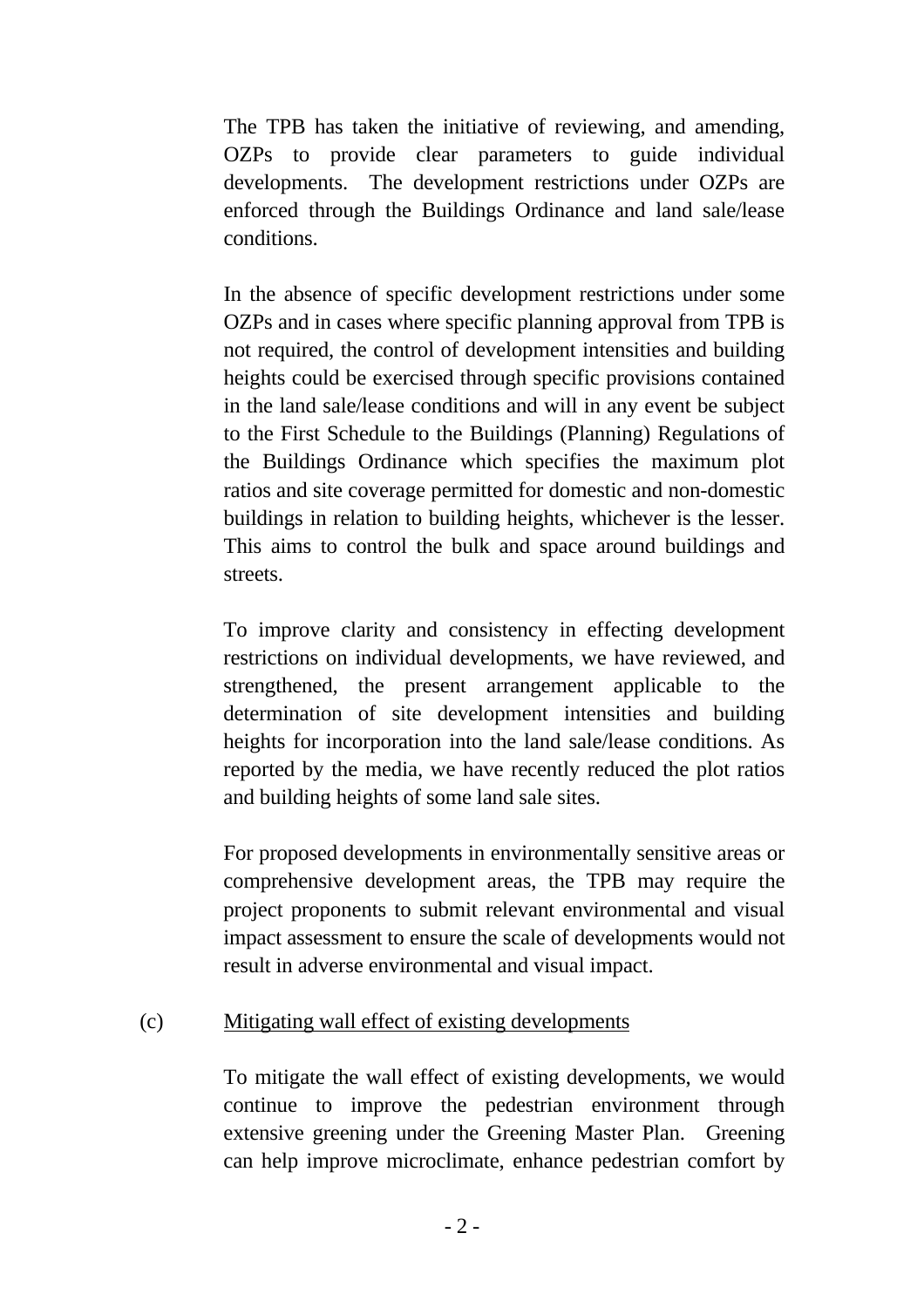The TPB has taken the initiative of reviewing, and amending, OZPs to provide clear parameters to guide individual developments. The development restrictions under OZPs are enforced through the Buildings Ordinance and land sale/lease conditions.

In the absence of specific development restrictions under some OZPs and in cases where specific planning approval from TPB is not required, the control of development intensities and building heights could be exercised through specific provisions contained in the land sale/lease conditions and will in any event be subject to the First Schedule to the Buildings (Planning) Regulations of the Buildings Ordinance which specifies the maximum plot ratios and site coverage permitted for domestic and non-domestic buildings in relation to building heights, whichever is the lesser. This aims to control the bulk and space around buildings and streets.

To improve clarity and consistency in effecting development restrictions on individual developments, we have reviewed, and strengthened, the present arrangement applicable to the determination of site development intensities and building heights for incorporation into the land sale/lease conditions. As reported by the media, we have recently reduced the plot ratios and building heights of some land sale sites.

For proposed developments in environmentally sensitive areas or comprehensive development areas, the TPB may require the project proponents to submit relevant environmental and visual impact assessment to ensure the scale of developments would not result in adverse environmental and visual impact.

(c) Mitigating wall effect of existing developments

To mitigate the wall effect of existing developments, we would continue to improve the pedestrian environment through extensive greening under the Greening Master Plan. Greening can help improve microclimate, enhance pedestrian comfort by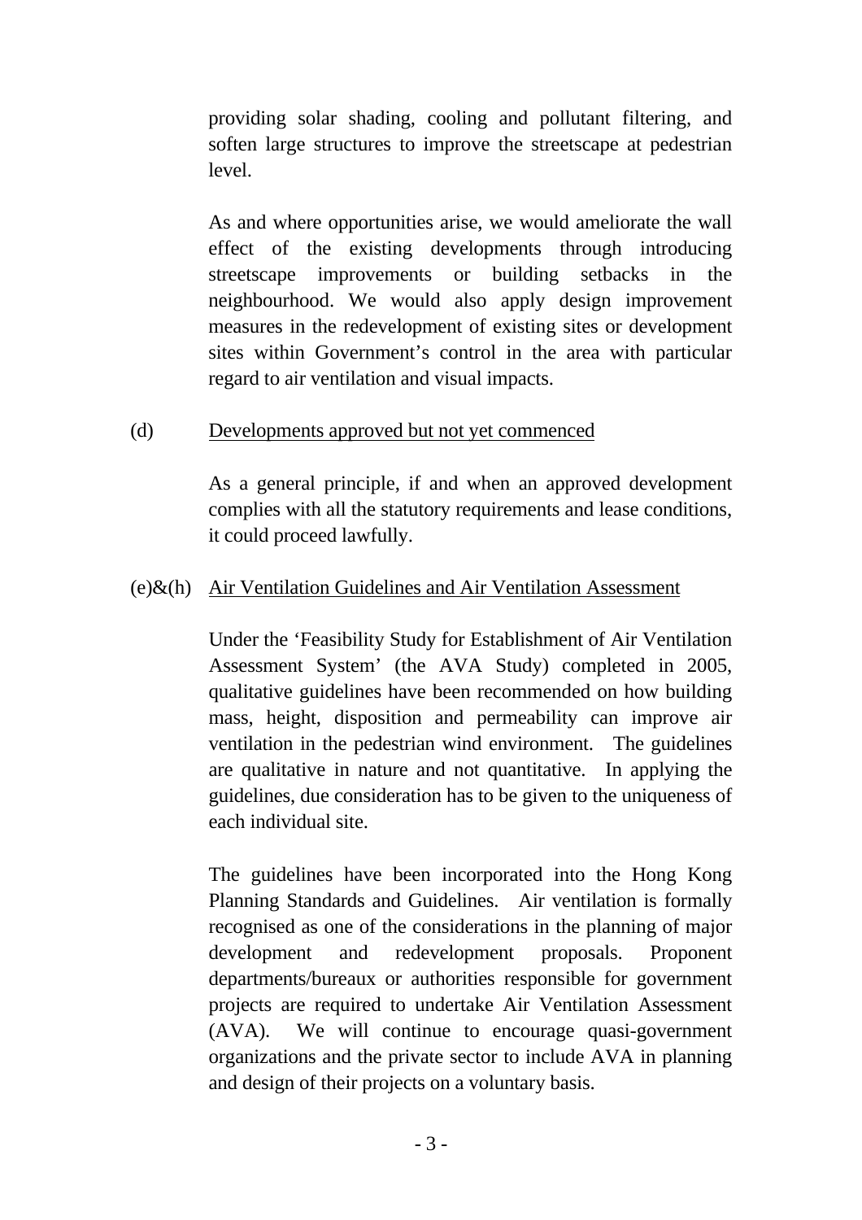providing solar shading, cooling and pollutant filtering, and soften large structures to improve the streetscape at pedestrian level.

As and where opportunities arise, we would ameliorate the wall effect of the existing developments through introducing streetscape improvements or building setbacks in the neighbourhood. We would also apply design improvement measures in the redevelopment of existing sites or development sites within Government's control in the area with particular regard to air ventilation and visual impacts.

(d) Developments approved but not yet commenced

As a general principle, if and when an approved development complies with all the statutory requirements and lease conditions, it could proceed lawfully.

(e)&(h) Air Ventilation Guidelines and Air Ventilation Assessment

Under the 'Feasibility Study for Establishment of Air Ventilation Assessment System' (the AVA Study) completed in 2005, qualitative guidelines have been recommended on how building mass, height, disposition and permeability can improve air ventilation in the pedestrian wind environment. The guidelines are qualitative in nature and not quantitative. In applying the guidelines, due consideration has to be given to the uniqueness of each individual site.

The guidelines have been incorporated into the Hong Kong Planning Standards and Guidelines. Air ventilation is formally recognised as one of the considerations in the planning of major development and redevelopment proposals. Proponent departments/bureaux or authorities responsible for government projects are required to undertake Air Ventilation Assessment (AVA). We will continue to encourage quasi-government organizations and the private sector to include AVA in planning and design of their projects on a voluntary basis.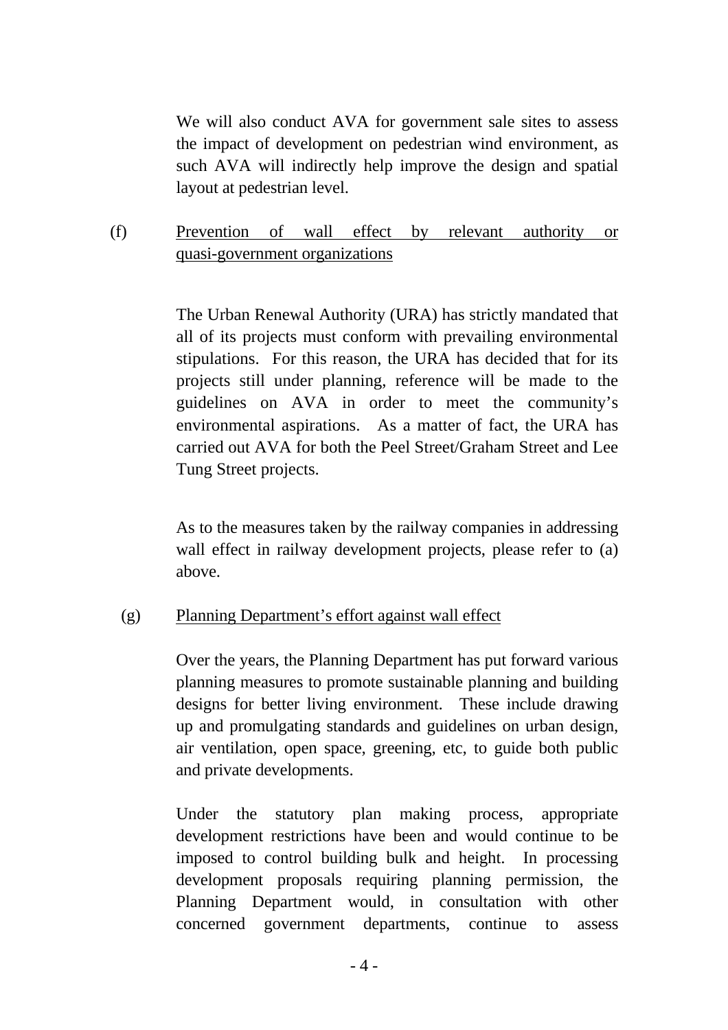We will also conduct AVA for government sale sites to assess the impact of development on pedestrian wind environment, as such AVA will indirectly help improve the design and spatial layout at pedestrian level.

(f) Prevention of wall effect by relevant authority or quasi-government organizations

The Urban Renewal Authority (URA) has strictly mandated that all of its projects must conform with prevailing environmental stipulations. For this reason, the URA has decided that for its projects still under planning, reference will be made to the guidelines on AVA in order to meet the community's environmental aspirations. As a matter of fact, the URA has carried out AVA for both the Peel Street/Graham Street and Lee Tung Street projects.

As to the measures taken by the railway companies in addressing wall effect in railway development projects, please refer to (a) above.

(g) Planning Department's effort against wall effect

Over the years, the Planning Department has put forward various planning measures to promote sustainable planning and building designs for better living environment. These include drawing up and promulgating standards and guidelines on urban design, air ventilation, open space, greening, etc, to guide both public and private developments.

Under the statutory plan making process, appropriate development restrictions have been and would continue to be imposed to control building bulk and height. In processing development proposals requiring planning permission, the Planning Department would, in consultation with other concerned government departments, continue to assess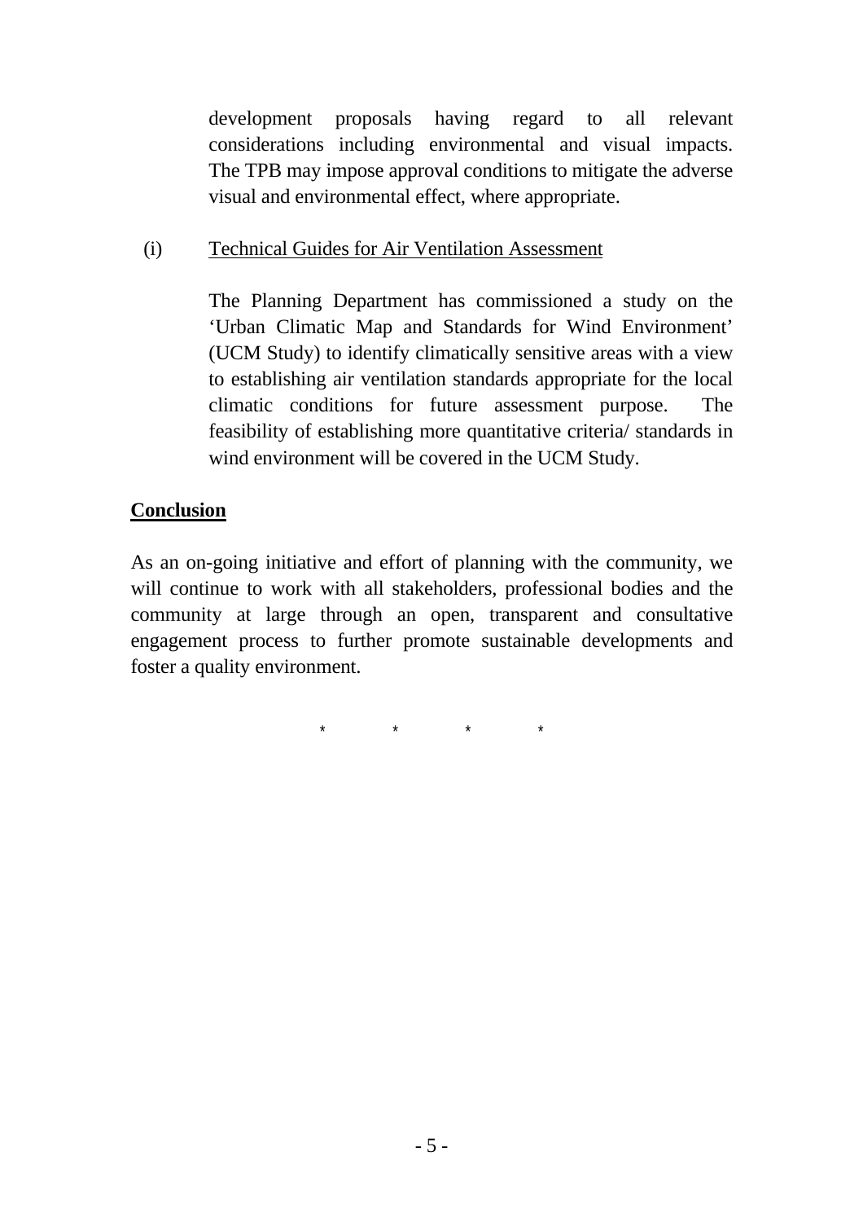development proposals having regard to all relevant considerations including environmental and visual impacts. The TPB may impose approval conditions to mitigate the adverse visual and environmental effect, where appropriate.

(i) Technical Guides for Air Ventilation Assessment

The Planning Department has commissioned a study on the 'Urban Climatic Map and Standards for Wind Environment' (UCM Study) to identify climatically sensitive areas with a view to establishing air ventilation standards appropriate for the local climatic conditions for future assessment purpose. The feasibility of establishing more quantitative criteria/ standards in wind environment will be covered in the UCM Study.

**Conclusion**

As an on-going initiative and effort of planning with the community, we will continue to work with all stakeholders, professional bodies and the community at large through an open, transparent and consultative engagement process to further promote sustainable developments and foster a quality environment.

\* \* \* \*